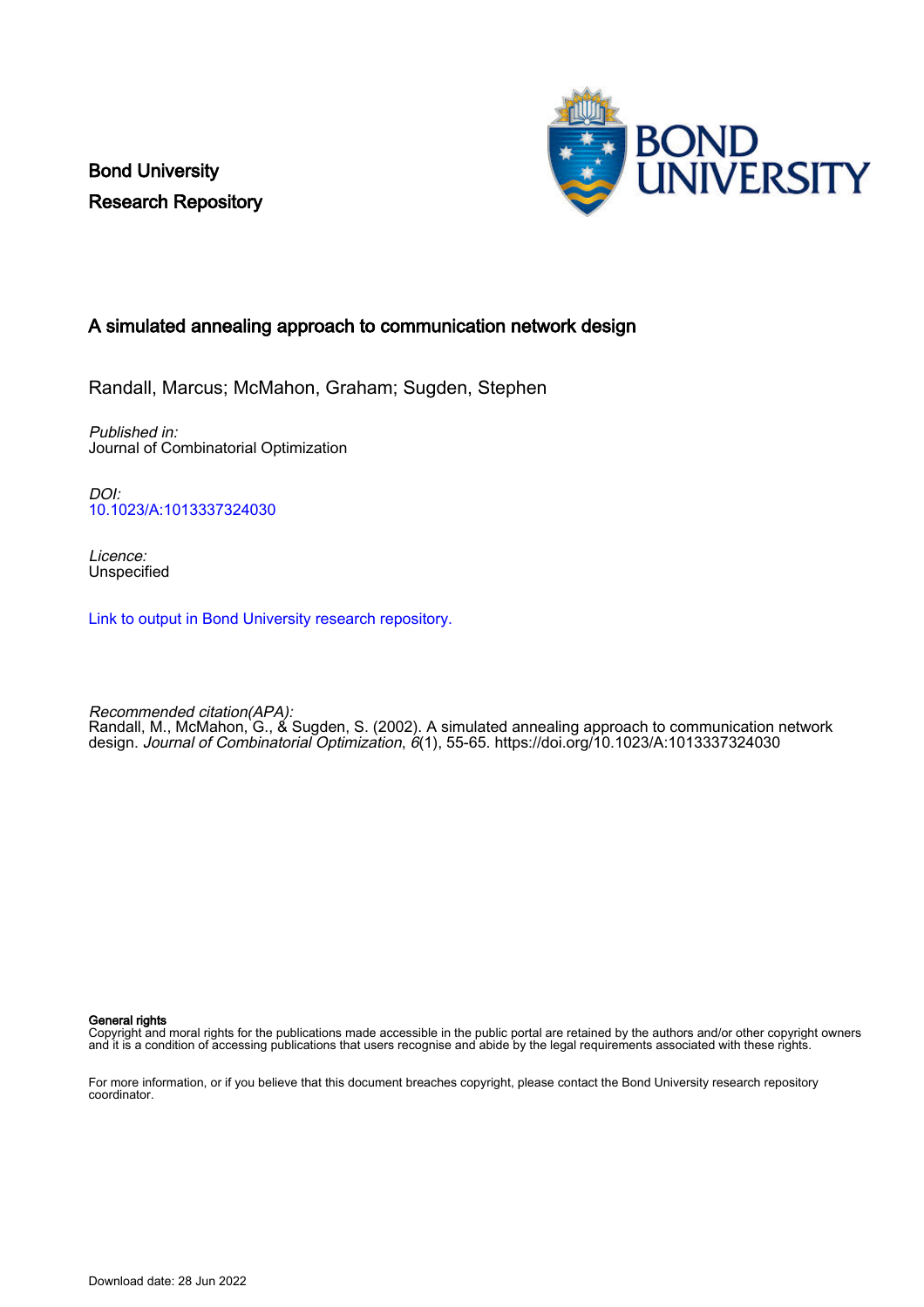Bond University
Research Repository

# A simulated annealing approach to communication network design

Randall, Marcus; McMahon, Graham; Sugden, Stephen

*Published in:*
Journal of Combinatorial Optimization

*DOI:*
10.1023/A:1013337324030

*Licence:*
Unspecified

Link to output in Bond University research repository.

*Recommended citation(APA):*
Randall, M., McMahon, G., & Sugden, S. (2002). A simulated annealing approach to communication network design. *Journal of Combinatorial Optimization*, *6*(1), 55-65. https://doi.org/10.1023/A:1013337324030

**General rights**
Copyright and moral rights for the publications made accessible in the public portal are retained by the authors and/or other copyright owners and it is a condition of accessing publications that users recognise and abide by the legal requirements associated with these rights.

For more information, or if you believe that this document breaches copyright, please contact the Bond University research repository coordinator.

Download date: 28 Jun 2022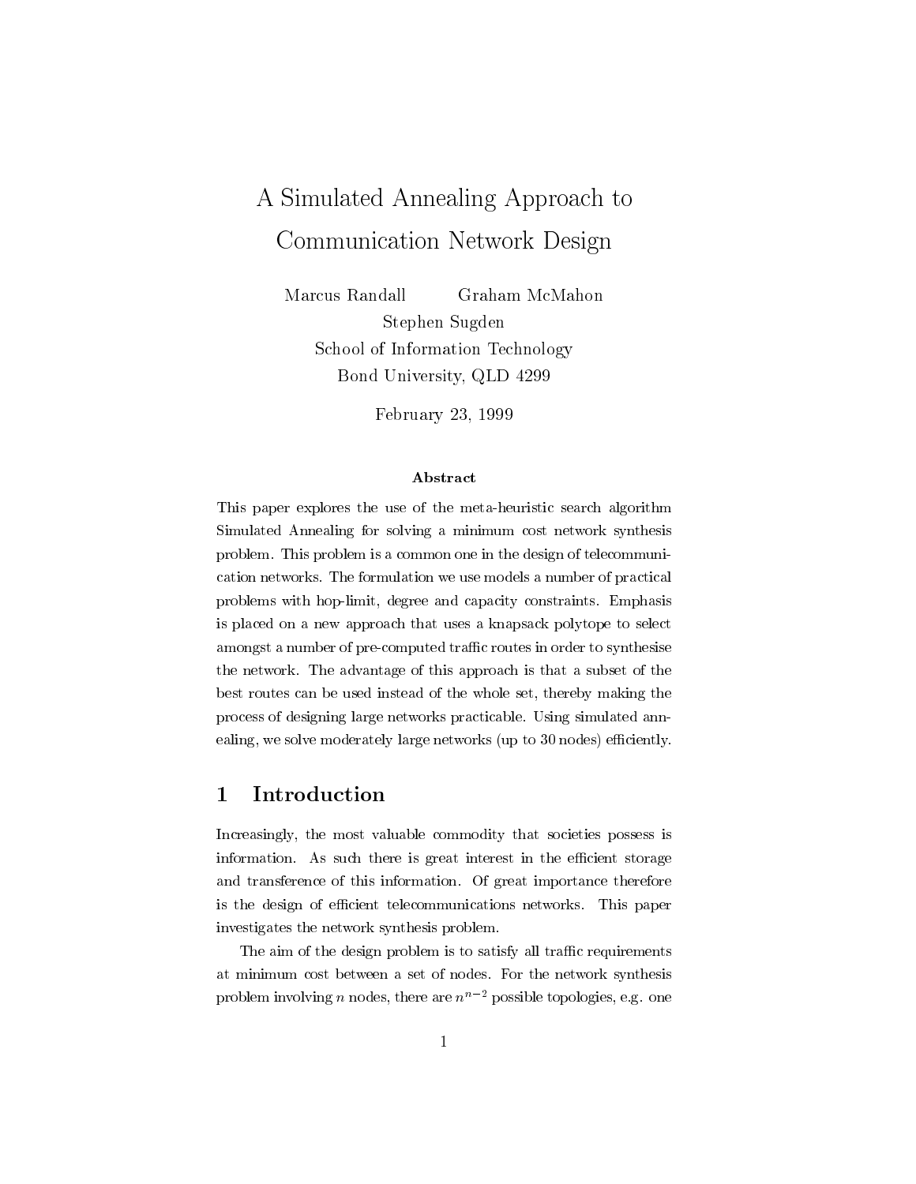# A Simulated Annealing Approach to Communication Network Design

Marcus Randall Graham McMahon
Stephen Sugden
School of Information Technology
Bond University, QLD 4299

February 23, 1999

### Abstract

This paper explores the use of the meta-heuristic search algorithm Simulated Annealing for solving a minimum cost network synthesis problem. This problem is a common one in the design of telecommunication networks. The formulation we use models a number of practical problems with hop-limit, degree and capacity constraints. Emphasis is placed on a new approach that uses a knapsack polytope to select amongst a number of pre-computed traffic routes in order to synthesise the network. The advantage of this approach is that a subset of the best routes can be used instead of the whole set, thereby making the process of designing large networks practicable. Using simulated annealing, we solve moderately large networks (up to 30 nodes) efficiently.

## 1 Introduction

Increasingly, the most valuable commodity that societies possess is information. As such there is great interest in the efficient storage and transference of this information. Of great importance therefore is the design of efficient telecommunications networks. This paper investigates the network synthesis problem.

The aim of the design problem is to satisfy all traffic requirements at minimum cost between a set of nodes. For the network synthesis problem involving $n$ nodes, there are $n^{n-2}$ possible topologies, e.g. one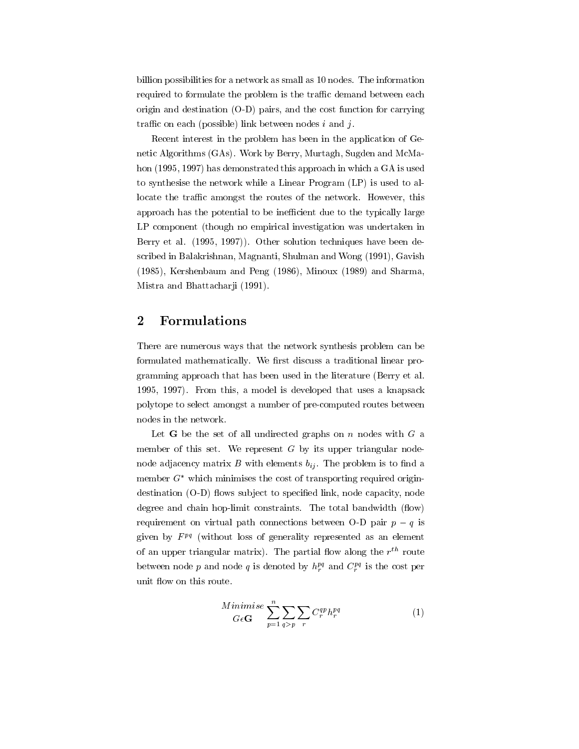billion possibilities for a network as small as 10 nodes. The information required to formulate the problem is the traffic demand between each origin and destination (O-D) pairs, and the cost function for carrying traffic on each (possible) link between nodes $i$ and $j$.

Recent interest in the problem has been in the application of Genetic Algorithms (GAs). Work by Berry, Murtagh, Sugden and McMahon (1995, 1997) has demonstrated this approach in which a GA is used to synthesise the network while a Linear Program (LP) is used to allocate the traffic amongst the routes of the network. However, this approach has the potential to be inefficient due to the typically large LP component (though no empirical investigation was undertaken in Berry et al. (1995, 1997)). Other solution techniques have been described in Balakrishnan, Magnanti, Shulman and Wong (1991), Gavish (1985), Kershenbaum and Peng (1986), Minoux (1989) and Sharma, Mistra and Bhattacharji (1991).

## 2 Formulations

There are numerous ways that the network synthesis problem can be formulated mathematically. We first discuss a traditional linear programming approach that has been used in the literature (Berry et al. 1995, 1997). From this, a model is developed that uses a knapsack polytope to select amongst a number of pre-computed routes between nodes in the network.

Let $\mathbf{G}$ be the set of all undirected graphs on $n$ nodes with $G$ a member of this set. We represent $G$ by its upper triangular node-node adjacency matrix $B$ with elements $b_{ij}$. The problem is to find a member $G^*$ which minimises the cost of transporting required origin-destination (O-D) flows subject to specified link, node capacity, node degree and chain hop-limit constraints. The total bandwidth (flow) requirement on virtual path connections between O-D pair $p - q$ is given by $F^{pq}$ (without loss of generality represented as an element of an upper triangular matrix). The partial flow along the $r^{th}$ route between node $p$ and node $q$ is denoted by $h_r^{pq}$ and $C_r^{pq}$ is the cost per unit flow on this route.

$$\underset{G \epsilon \mathbf{G}}{Minimise} \sum_{p=1}^{n} \sum_{q>p} \sum_{r} C_r^{qp} h_r^{pq} \tag{1}$$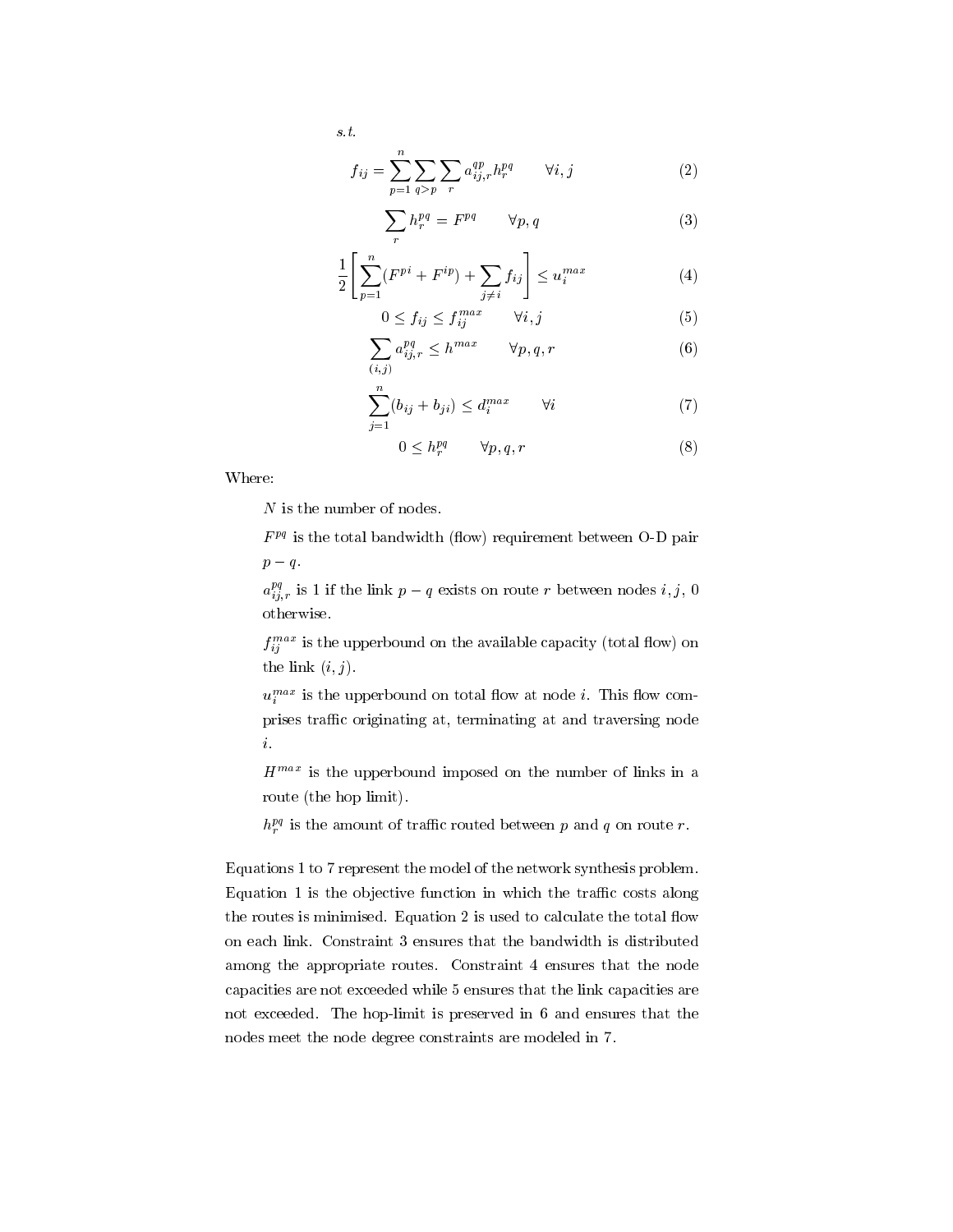*s.t.*

$$f_{ij} = \sum_{p=1}^{n} \sum_{q>p} \sum_{r} a_{ij,r}^{qp} h_r^{pq} \qquad \forall i, j \tag{2}$$

$$\sum_{r} h_r^{pq} = F^{pq} \qquad \forall p, q \tag{3}$$

$$\frac{1}{2}\left[\sum_{p=1}^{n}(F^{pi} + F^{ip}) + \sum_{j \neq i} f_{ij}\right] \leq u_i^{max} \tag{4}$$

$$0 \leq f_{ij} \leq f_{ij}^{max} \qquad \forall i, j \tag{5}$$

$$\sum_{(i,j)} a_{ij,r}^{pq} \leq h^{max} \qquad \forall p, q, r \tag{6}$$

$$\sum_{j=1}^{n}(b_{ij} + b_{ji}) \leq d_i^{max} \qquad \forall i \tag{7}$$

$$0 \leq h_r^{pq} \qquad \forall p, q, r \tag{8}$$

Where:

$N$ is the number of nodes.

$F^{pq}$ is the total bandwidth (flow) requirement between O-D pair $p-q$.

$a_{ij,r}^{pq}$ is 1 if the link $p-q$ exists on route $r$ between nodes $i, j$, 0 otherwise.

$f_{ij}^{max}$ is the upperbound on the available capacity (total flow) on the link $(i,j)$.

$u_i^{max}$ is the upperbound on total flow at node $i$. This flow comprises traffic originating at, terminating at and traversing node $i$.

$H^{max}$ is the upperbound imposed on the number of links in a route (the hop limit).

$h_r^{pq}$ is the amount of traffic routed between $p$ and $q$ on route $r$.

Equations 1 to 7 represent the model of the network synthesis problem. Equation 1 is the objective function in which the traffic costs along the routes is minimised. Equation 2 is used to calculate the total flow on each link. Constraint 3 ensures that the bandwidth is distributed among the appropriate routes. Constraint 4 ensures that the node capacities are not exceeded while 5 ensures that the link capacities are not exceeded. The hop-limit is preserved in 6 and ensures that the nodes meet the node degree constraints are modeled in 7.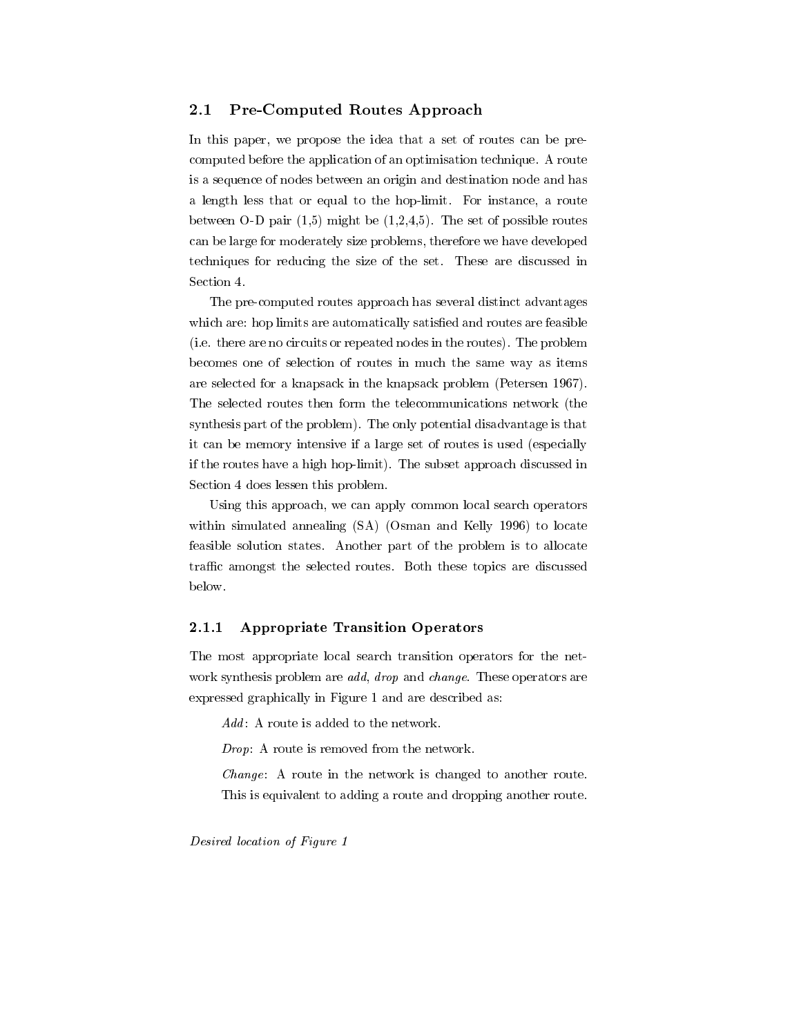### 2.1 Pre-Computed Routes Approach

In this paper, we propose the idea that a set of routes can be pre-computed before the application of an optimisation technique. A route is a sequence of nodes between an origin and destination node and has a length less that or equal to the hop-limit. For instance, a route between O-D pair (1,5) might be (1,2,4,5). The set of possible routes can be large for moderately size problems, therefore we have developed techniques for reducing the size of the set. These are discussed in Section 4.

The pre-computed routes approach has several distinct advantages which are: hop limits are automatically satisfied and routes are feasible (i.e. there are no circuits or repeated nodes in the routes). The problem becomes one of selection of routes in much the same way as items are selected for a knapsack in the knapsack problem (Petersen 1967). The selected routes then form the telecommunications network (the synthesis part of the problem). The only potential disadvantage is that it can be memory intensive if a large set of routes is used (especially if the routes have a high hop-limit). The subset approach discussed in Section 4 does lessen this problem.

Using this approach, we can apply common local search operators within simulated annealing (SA) (Osman and Kelly 1996) to locate feasible solution states. Another part of the problem is to allocate traffic amongst the selected routes. Both these topics are discussed below.

#### 2.1.1 Appropriate Transition Operators

The most appropriate local search transition operators for the network synthesis problem are *add*, *drop* and *change*. These operators are expressed graphically in Figure 1 and are described as:

*Add*: A route is added to the network.

*Drop*: A route is removed from the network.

*Change*: A route in the network is changed to another route. This is equivalent to adding a route and dropping another route.

*Desired location of Figure 1*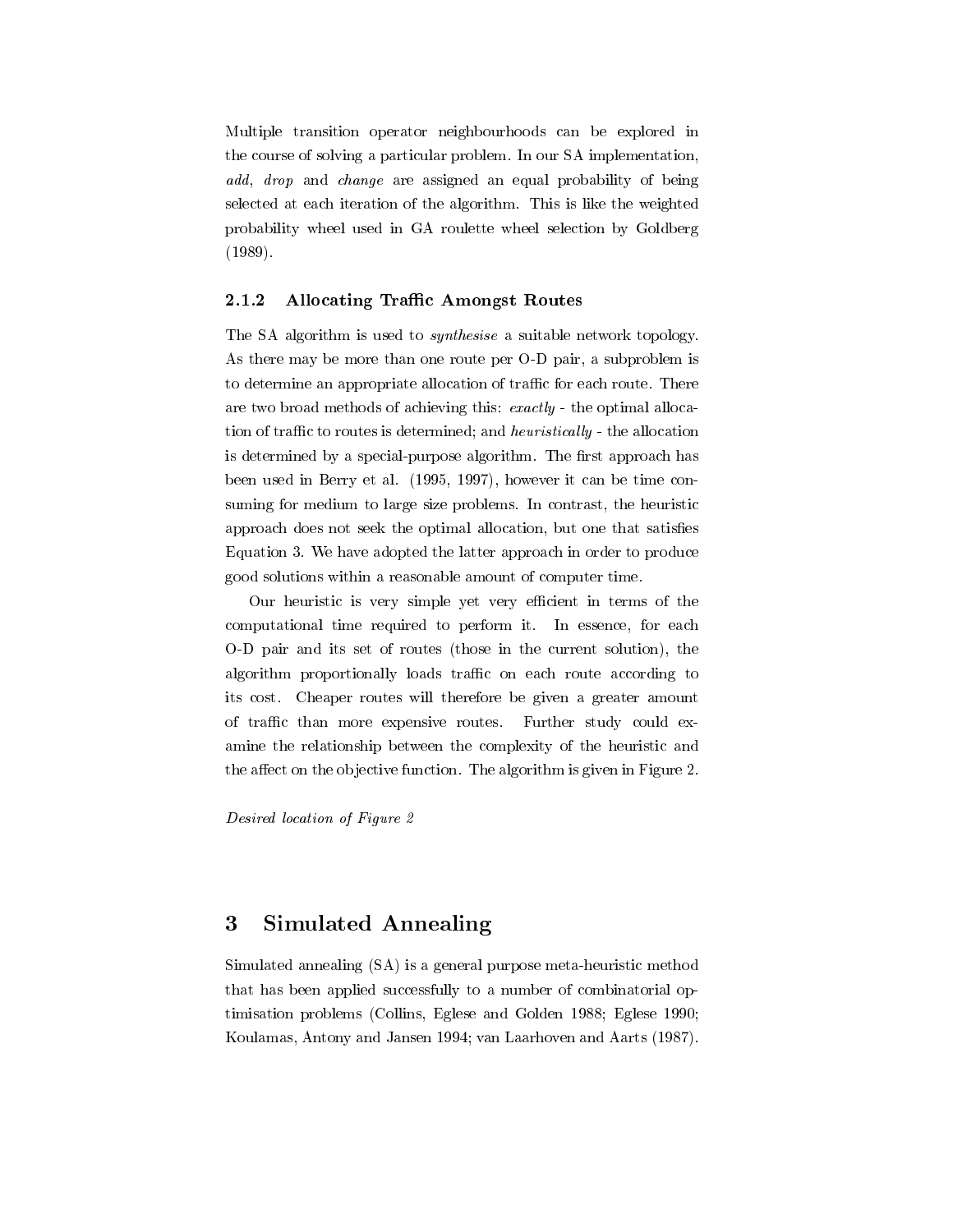Multiple transition operator neighbourhoods can be explored in the course of solving a particular problem. In our SA implementation, *add*, *drop* and *change* are assigned an equal probability of being selected at each iteration of the algorithm. This is like the weighted probability wheel used in GA roulette wheel selection by Goldberg (1989).

### 2.1.2 Allocating Traffic Amongst Routes

The SA algorithm is used to *synthesise* a suitable network topology. As there may be more than one route per O-D pair, a subproblem is to determine an appropriate allocation of traffic for each route. There are two broad methods of achieving this: *exactly* - the optimal allocation of traffic to routes is determined; and *heuristically* - the allocation is determined by a special-purpose algorithm. The first approach has been used in Berry et al. (1995, 1997), however it can be time consuming for medium to large size problems. In contrast, the heuristic approach does not seek the optimal allocation, but one that satisfies Equation 3. We have adopted the latter approach in order to produce good solutions within a reasonable amount of computer time.

Our heuristic is very simple yet very efficient in terms of the computational time required to perform it. In essence, for each O-D pair and its set of routes (those in the current solution), the algorithm proportionally loads traffic on each route according to its cost. Cheaper routes will therefore be given a greater amount of traffic than more expensive routes. Further study could examine the relationship between the complexity of the heuristic and the affect on the objective function. The algorithm is given in Figure 2.

*Desired location of Figure 2*

# 3 Simulated Annealing

Simulated annealing (SA) is a general purpose meta-heuristic method that has been applied successfully to a number of combinatorial optimisation problems (Collins, Eglese and Golden 1988; Eglese 1990; Koulamas, Antony and Jansen 1994; van Laarhoven and Aarts (1987).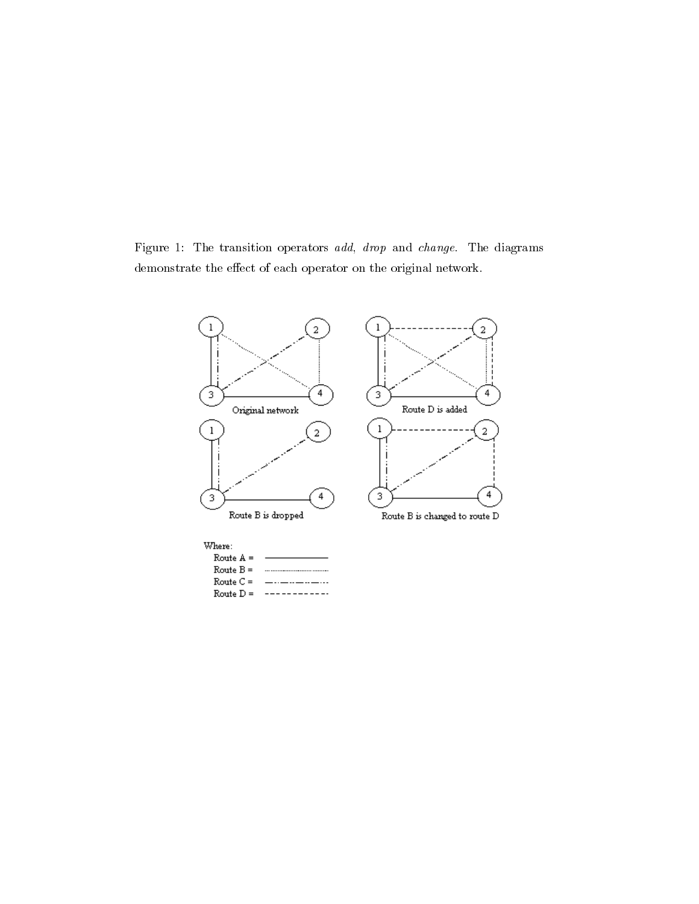Figure 1: The transition operators *add*, *drop* and *change*. The diagrams demonstrate the effect of each operator on the original network.

Original network

Route D is added

Route B is dropped

Route B is changed to route D

Where:
Route A = ————————
Route B = ··················
Route C = —·-·—·-·—·-·
Route D = - - - - - - - - -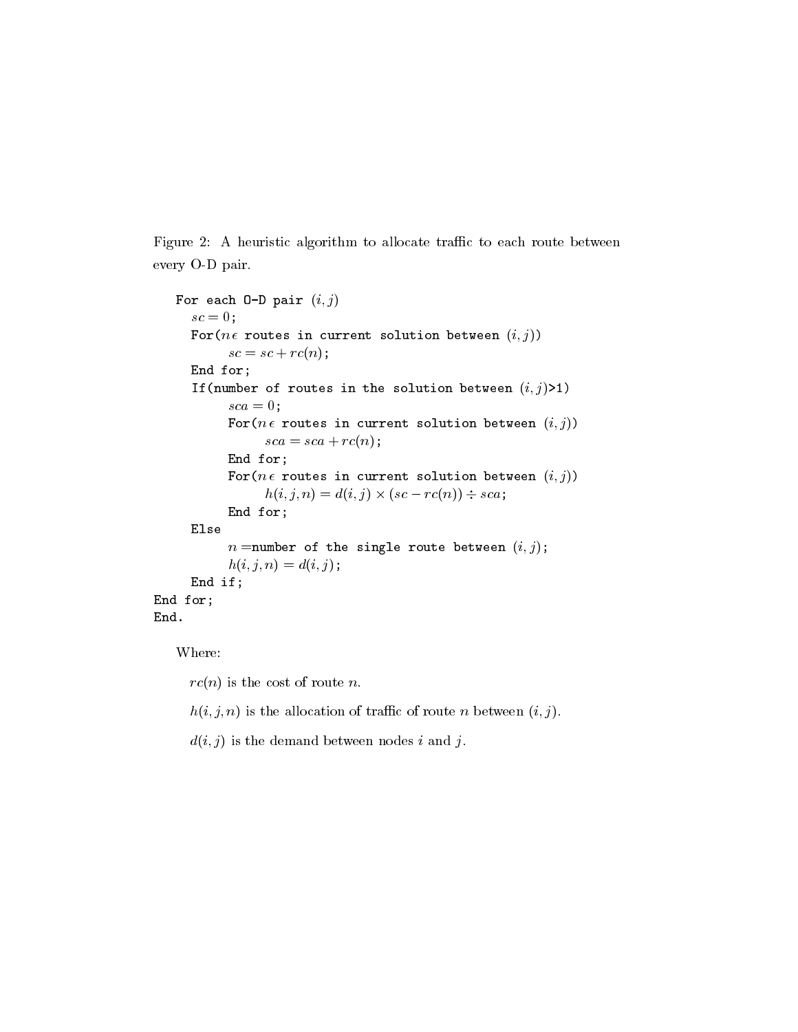Figure 2: A heuristic algorithm to allocate traffic to each route between every O-D pair.

```
   For each O-D pair (i,j)
     sc = 0;
     For(n ϵ routes in current solution between (i,j))
          sc = sc + rc(n);
     End for;
     If(number of routes in the solution between (i,j)>1)
          sca = 0;
          For(n ϵ routes in current solution between (i,j))
               sca = sca + rc(n);
          End for;
          For(n ϵ routes in current solution between (i,j))
               h(i,j,n) = d(i,j) × (sc − rc(n)) ÷ sca;
          End for;
     Else
          n =number of the single route between (i,j);
          h(i,j,n) = d(i,j);
     End if;
End for;
End.
```

Where:

$rc(n)$ is the cost of route $n$.

$h(i,j,n)$ is the allocation of traffic of route $n$ between $(i,j)$.

$d(i,j)$ is the demand between nodes $i$ and $j$.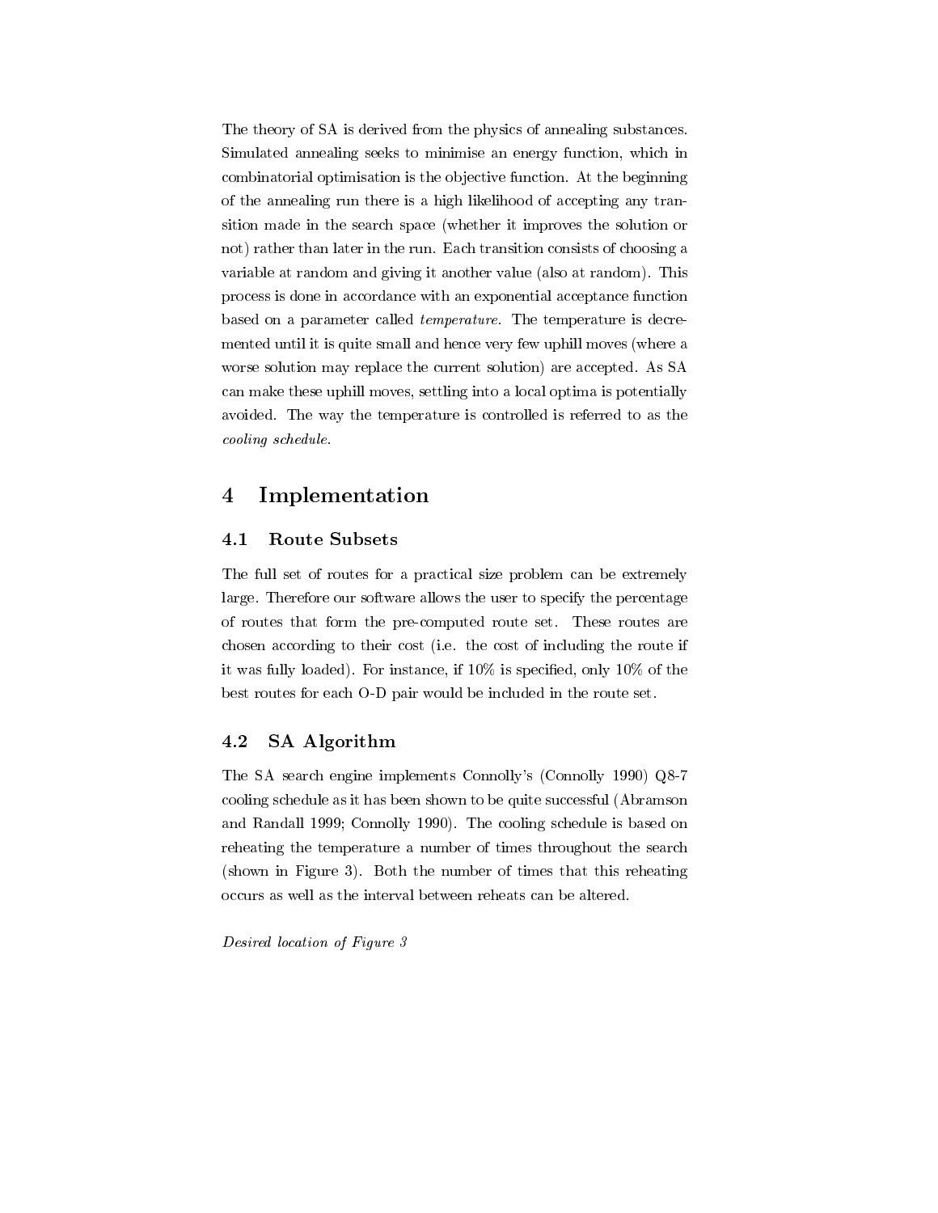The theory of SA is derived from the physics of annealing substances. Simulated annealing seeks to minimise an energy function, which in combinatorial optimisation is the objective function. At the beginning of the annealing run there is a high likelihood of accepting any transition made in the search space (whether it improves the solution or not) rather than later in the run. Each transition consists of choosing a variable at random and giving it another value (also at random). This process is done in accordance with an exponential acceptance function based on a parameter called *temperature*. The temperature is decremented until it is quite small and hence very few uphill moves (where a worse solution may replace the current solution) are accepted. As SA can make these uphill moves, settling into a local optima is potentially avoided. The way the temperature is controlled is referred to as the *cooling schedule*.

# 4 Implementation

## 4.1 Route Subsets

The full set of routes for a practical size problem can be extremely large. Therefore our software allows the user to specify the percentage of routes that form the pre-computed route set. These routes are chosen according to their cost (i.e. the cost of including the route if it was fully loaded). For instance, if 10% is specified, only 10% of the best routes for each O-D pair would be included in the route set.

## 4.2 SA Algorithm

The SA search engine implements Connolly's (Connolly 1990) Q8-7 cooling schedule as it has been shown to be quite successful (Abramson and Randall 1999; Connolly 1990). The cooling schedule is based on reheating the temperature a number of times throughout the search (shown in Figure 3). Both the number of times that this reheating occurs as well as the interval between reheats can be altered.

*Desired location of Figure 3*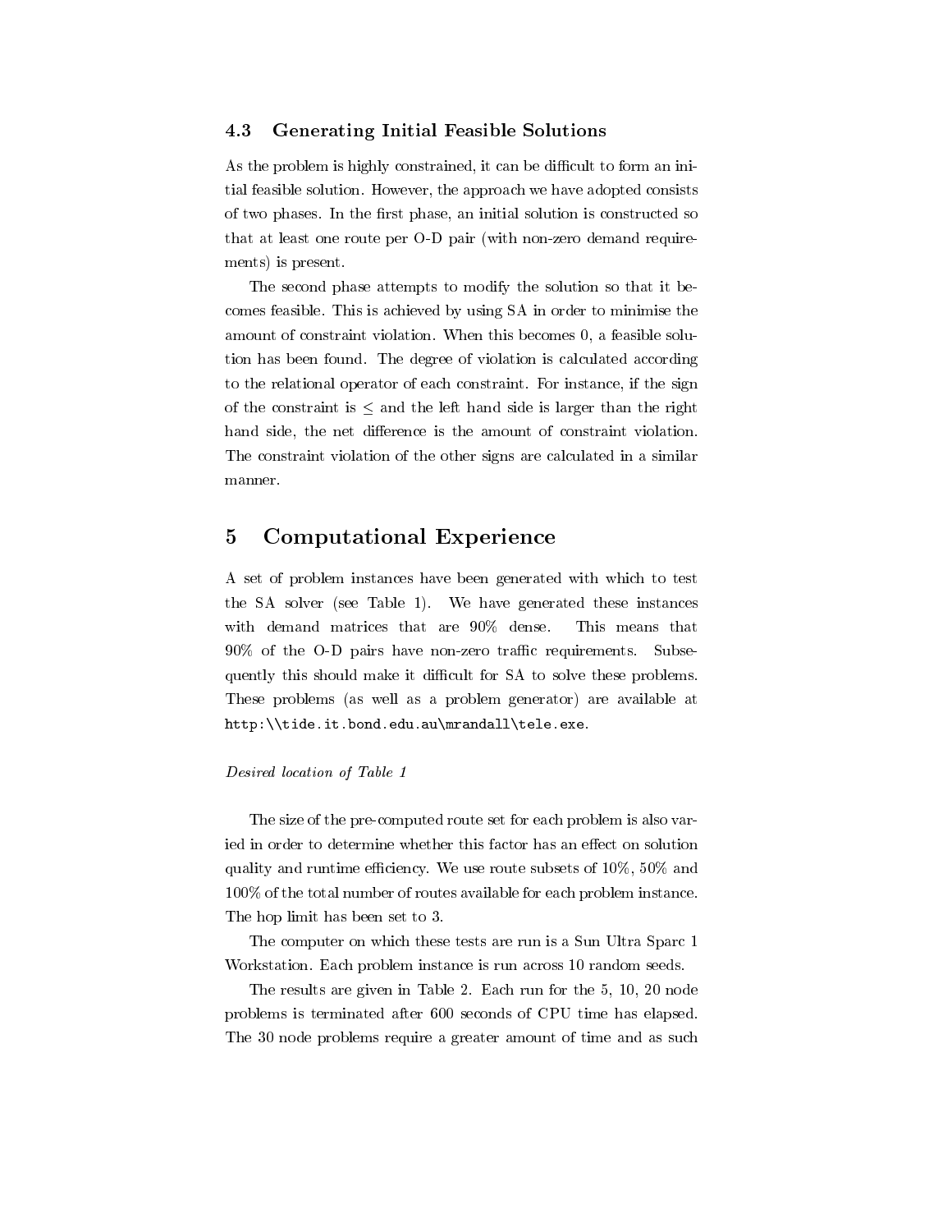### 4.3 Generating Initial Feasible Solutions

As the problem is highly constrained, it can be difficult to form an initial feasible solution. However, the approach we have adopted consists of two phases. In the first phase, an initial solution is constructed so that at least one route per O-D pair (with non-zero demand requirements) is present.

The second phase attempts to modify the solution so that it becomes feasible. This is achieved by using SA in order to minimise the amount of constraint violation. When this becomes 0, a feasible solution has been found. The degree of violation is calculated according to the relational operator of each constraint. For instance, if the sign of the constraint is $\leq$ and the left hand side is larger than the right hand side, the net difference is the amount of constraint violation. The constraint violation of the other signs are calculated in a similar manner.

## 5 Computational Experience

A set of problem instances have been generated with which to test the SA solver (see Table 1). We have generated these instances with demand matrices that are 90% dense. This means that 90% of the O-D pairs have non-zero traffic requirements. Subsequently this should make it difficult for SA to solve these problems. These problems (as well as a problem generator) are available at `http:\\tide.it.bond.edu.au\mrandall\tele.exe`.

*Desired location of Table 1*

The size of the pre-computed route set for each problem is also varied in order to determine whether this factor has an effect on solution quality and runtime efficiency. We use route subsets of 10%, 50% and 100% of the total number of routes available for each problem instance. The hop limit has been set to 3.

The computer on which these tests are run is a Sun Ultra Sparc 1 Workstation. Each problem instance is run across 10 random seeds.

The results are given in Table 2. Each run for the 5, 10, 20 node problems is terminated after 600 seconds of CPU time has elapsed. The 30 node problems require a greater amount of time and as such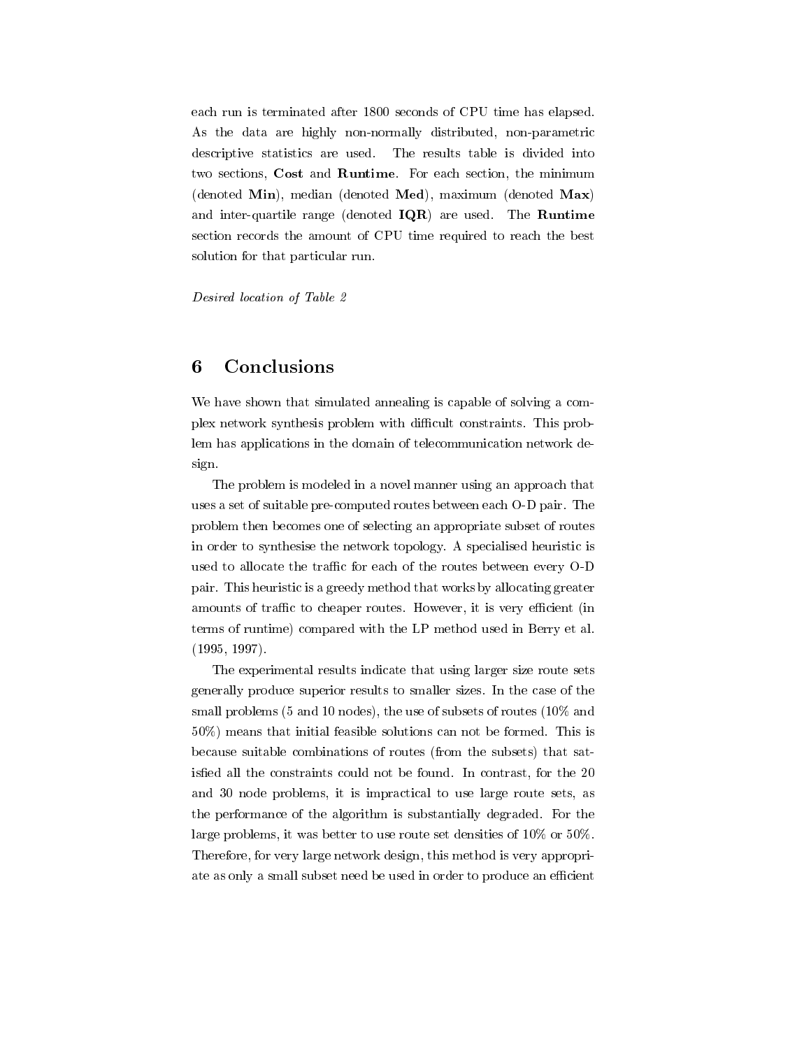each run is terminated after 1800 seconds of CPU time has elapsed. As the data are highly non-normally distributed, non-parametric descriptive statistics are used. The results table is divided into two sections, **Cost** and **Runtime**. For each section, the minimum (denoted **Min**), median (denoted **Med**), maximum (denoted **Max**) and inter-quartile range (denoted **IQR**) are used. The **Runtime** section records the amount of CPU time required to reach the best solution for that particular run.

*Desired location of Table 2*

## 6 Conclusions

We have shown that simulated annealing is capable of solving a complex network synthesis problem with difficult constraints. This problem has applications in the domain of telecommunication network design.

The problem is modeled in a novel manner using an approach that uses a set of suitable pre-computed routes between each O-D pair. The problem then becomes one of selecting an appropriate subset of routes in order to synthesise the network topology. A specialised heuristic is used to allocate the traffic for each of the routes between every O-D pair. This heuristic is a greedy method that works by allocating greater amounts of traffic to cheaper routes. However, it is very efficient (in terms of runtime) compared with the LP method used in Berry et al. (1995, 1997).

The experimental results indicate that using larger size route sets generally produce superior results to smaller sizes. In the case of the small problems (5 and 10 nodes), the use of subsets of routes (10% and 50%) means that initial feasible solutions can not be formed. This is because suitable combinations of routes (from the subsets) that satisfied all the constraints could not be found. In contrast, for the 20 and 30 node problems, it is impractical to use large route sets, as the performance of the algorithm is substantially degraded. For the large problems, it was better to use route set densities of 10% or 50%. Therefore, for very large network design, this method is very appropriate as only a small subset need be used in order to produce an efficient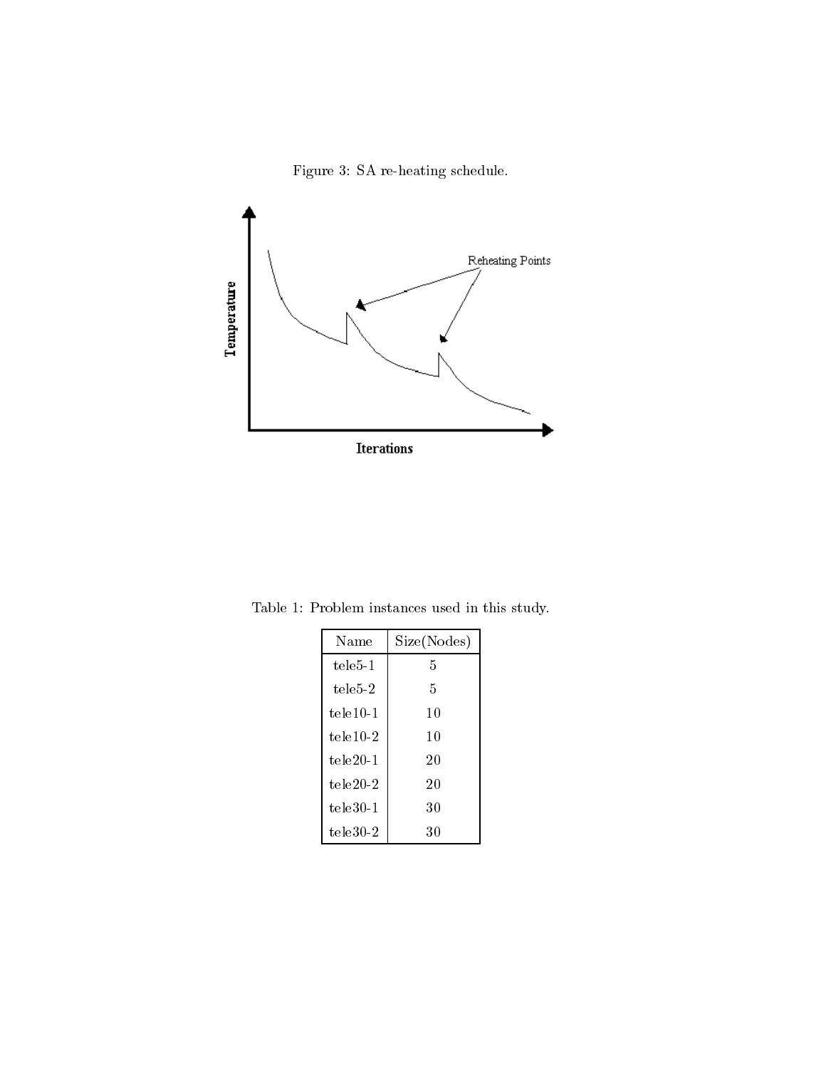Figure 3: SA re-heating schedule.

Table 1: Problem instances used in this study.

| Name | Size(Nodes) |
| --- | --- |
| tele5-1 | 5 |
| tele5-2 | 5 |
| tele10-1 | 10 |
| tele10-2 | 10 |
| tele20-1 | 20 |
| tele20-2 | 20 |
| tele30-1 | 30 |
| tele30-2 | 30 |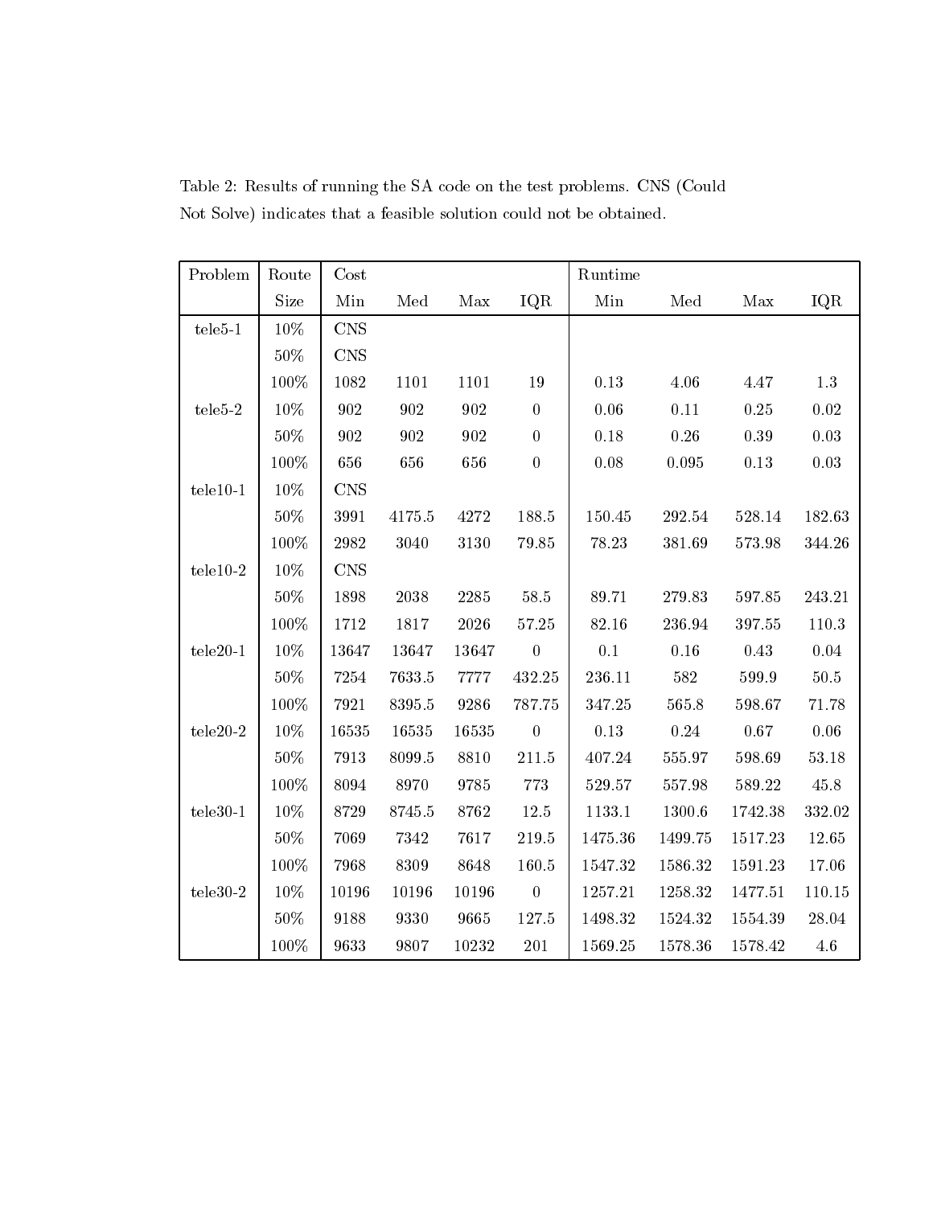Table 2: Results of running the SA code on the test problems. CNS (Could Not Solve) indicates that a feasible solution could not be obtained.

| Problem | Route | Cost | | | | Runtime | | | |
|---|---|---|---|---|---|---|---|---|---|
| | Size | Min | Med | Max | IQR | Min | Med | Max | IQR |
| tele5-1 | 10% | CNS | | | | | | | |
| | 50% | CNS | | | | | | | |
| | 100% | 1082 | 1101 | 1101 | 19 | 0.13 | 4.06 | 4.47 | 1.3 |
| tele5-2 | 10% | 902 | 902 | 902 | 0 | 0.06 | 0.11 | 0.25 | 0.02 |
| | 50% | 902 | 902 | 902 | 0 | 0.18 | 0.26 | 0.39 | 0.03 |
| | 100% | 656 | 656 | 656 | 0 | 0.08 | 0.095 | 0.13 | 0.03 |
| tele10-1 | 10% | CNS | | | | | | | |
| | 50% | 3991 | 4175.5 | 4272 | 188.5 | 150.45 | 292.54 | 528.14 | 182.63 |
| | 100% | 2982 | 3040 | 3130 | 79.85 | 78.23 | 381.69 | 573.98 | 344.26 |
| tele10-2 | 10% | CNS | | | | | | | |
| | 50% | 1898 | 2038 | 2285 | 58.5 | 89.71 | 279.83 | 597.85 | 243.21 |
| | 100% | 1712 | 1817 | 2026 | 57.25 | 82.16 | 236.94 | 397.55 | 110.3 |
| tele20-1 | 10% | 13647 | 13647 | 13647 | 0 | 0.1 | 0.16 | 0.43 | 0.04 |
| | 50% | 7254 | 7633.5 | 7777 | 432.25 | 236.11 | 582 | 599.9 | 50.5 |
| | 100% | 7921 | 8395.5 | 9286 | 787.75 | 347.25 | 565.8 | 598.67 | 71.78 |
| tele20-2 | 10% | 16535 | 16535 | 16535 | 0 | 0.13 | 0.24 | 0.67 | 0.06 |
| | 50% | 7913 | 8099.5 | 8810 | 211.5 | 407.24 | 555.97 | 598.69 | 53.18 |
| | 100% | 8094 | 8970 | 9785 | 773 | 529.57 | 557.98 | 589.22 | 45.8 |
| tele30-1 | 10% | 8729 | 8745.5 | 8762 | 12.5 | 1133.1 | 1300.6 | 1742.38 | 332.02 |
| | 50% | 7069 | 7342 | 7617 | 219.5 | 1475.36 | 1499.75 | 1517.23 | 12.65 |
| | 100% | 7968 | 8309 | 8648 | 160.5 | 1547.32 | 1586.32 | 1591.23 | 17.06 |
| tele30-2 | 10% | 10196 | 10196 | 10196 | 0 | 1257.21 | 1258.32 | 1477.51 | 110.15 |
| | 50% | 9188 | 9330 | 9665 | 127.5 | 1498.32 | 1524.32 | 1554.39 | 28.04 |
| | 100% | 9633 | 9807 | 10232 | 201 | 1569.25 | 1578.36 | 1578.42 | 4.6 |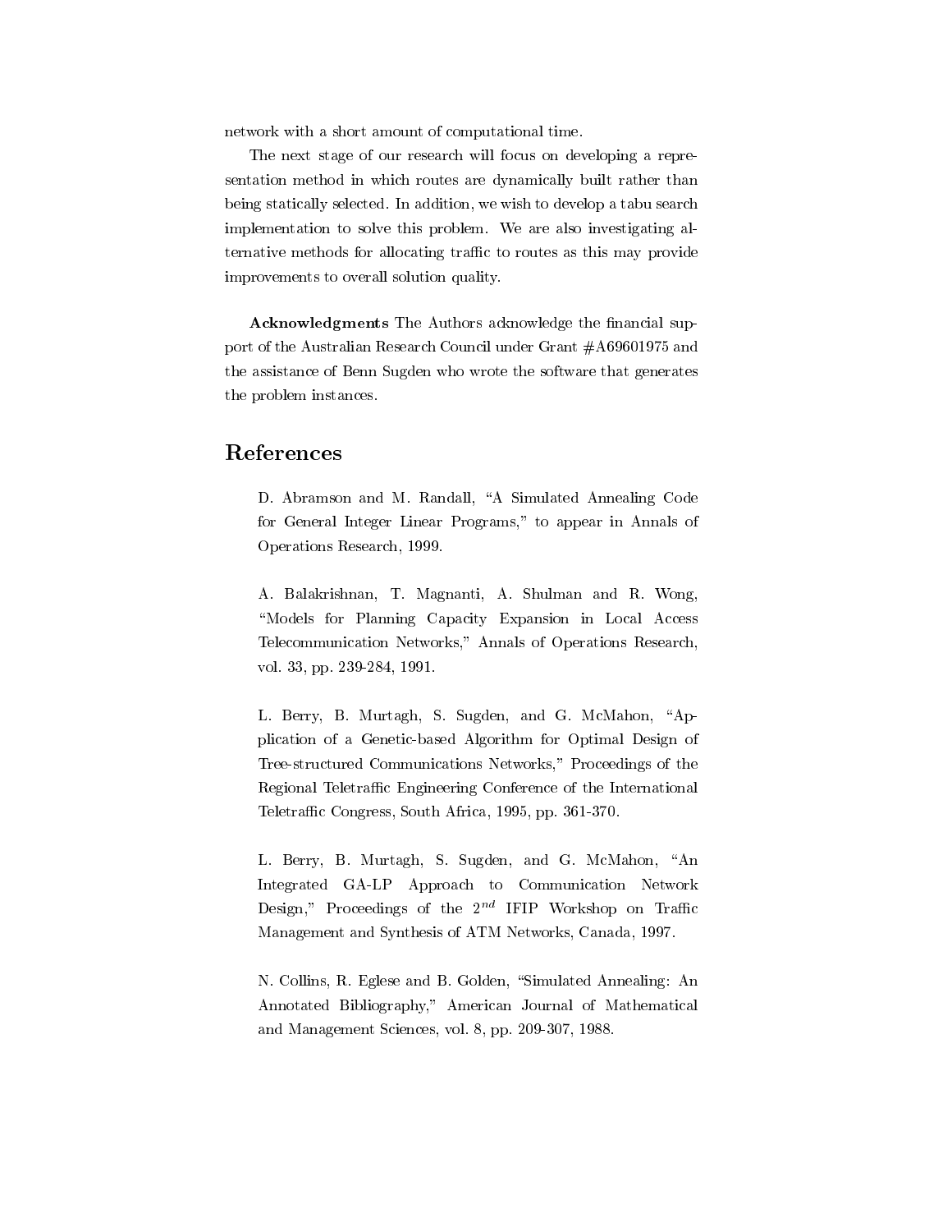network with a short amount of computational time.

The next stage of our research will focus on developing a representation method in which routes are dynamically built rather than being statically selected. In addition, we wish to develop a tabu search implementation to solve this problem. We are also investigating alternative methods for allocating traffic to routes as this may provide improvements to overall solution quality.

**Acknowledgments** The Authors acknowledge the financial support of the Australian Research Council under Grant #A69601975 and the assistance of Benn Sugden who wrote the software that generates the problem instances.

## References

D. Abramson and M. Randall, "A Simulated Annealing Code for General Integer Linear Programs," to appear in Annals of Operations Research, 1999.

A. Balakrishnan, T. Magnanti, A. Shulman and R. Wong, "Models for Planning Capacity Expansion in Local Access Telecommunication Networks," Annals of Operations Research, vol. 33, pp. 239-284, 1991.

L. Berry, B. Murtagh, S. Sugden, and G. McMahon, "Application of a Genetic-based Algorithm for Optimal Design of Tree-structured Communications Networks," Proceedings of the Regional Teletraffic Engineering Conference of the International Teletraffic Congress, South Africa, 1995, pp. 361-370.

L. Berry, B. Murtagh, S. Sugden, and G. McMahon, "An Integrated GA-LP Approach to Communication Network Design," Proceedings of the $2^{nd}$ IFIP Workshop on Traffic Management and Synthesis of ATM Networks, Canada, 1997.

N. Collins, R. Eglese and B. Golden, "Simulated Annealing: An Annotated Bibliography," American Journal of Mathematical and Management Sciences, vol. 8, pp. 209-307, 1988.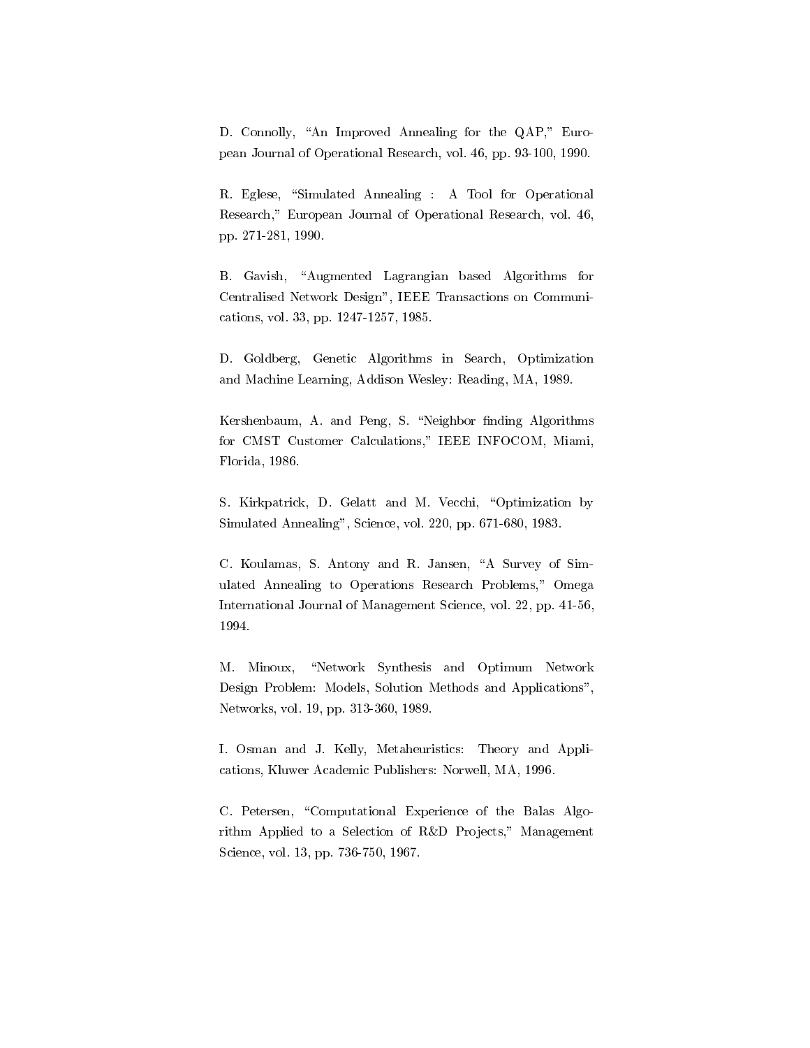D. Connolly, "An Improved Annealing for the QAP," European Journal of Operational Research, vol. 46, pp. 93-100, 1990.

R. Eglese, "Simulated Annealing : A Tool for Operational Research," European Journal of Operational Research, vol. 46, pp. 271-281, 1990.

B. Gavish, "Augmented Lagrangian based Algorithms for Centralised Network Design", IEEE Transactions on Communications, vol. 33, pp. 1247-1257, 1985.

D. Goldberg, Genetic Algorithms in Search, Optimization and Machine Learning, Addison Wesley: Reading, MA, 1989.

Kershenbaum, A. and Peng, S. "Neighbor finding Algorithms for CMST Customer Calculations," IEEE INFOCOM, Miami, Florida, 1986.

S. Kirkpatrick, D. Gelatt and M. Vecchi, "Optimization by Simulated Annealing", Science, vol. 220, pp. 671-680, 1983.

C. Koulamas, S. Antony and R. Jansen, "A Survey of Simulated Annealing to Operations Research Problems," Omega International Journal of Management Science, vol. 22, pp. 41-56, 1994.

M. Minoux, "Network Synthesis and Optimum Network Design Problem: Models, Solution Methods and Applications", Networks, vol. 19, pp. 313-360, 1989.

I. Osman and J. Kelly, Metaheuristics: Theory and Applications, Kluwer Academic Publishers: Norwell, MA, 1996.

C. Petersen, "Computational Experience of the Balas Algorithm Applied to a Selection of R&D Projects," Management Science, vol. 13, pp. 736-750, 1967.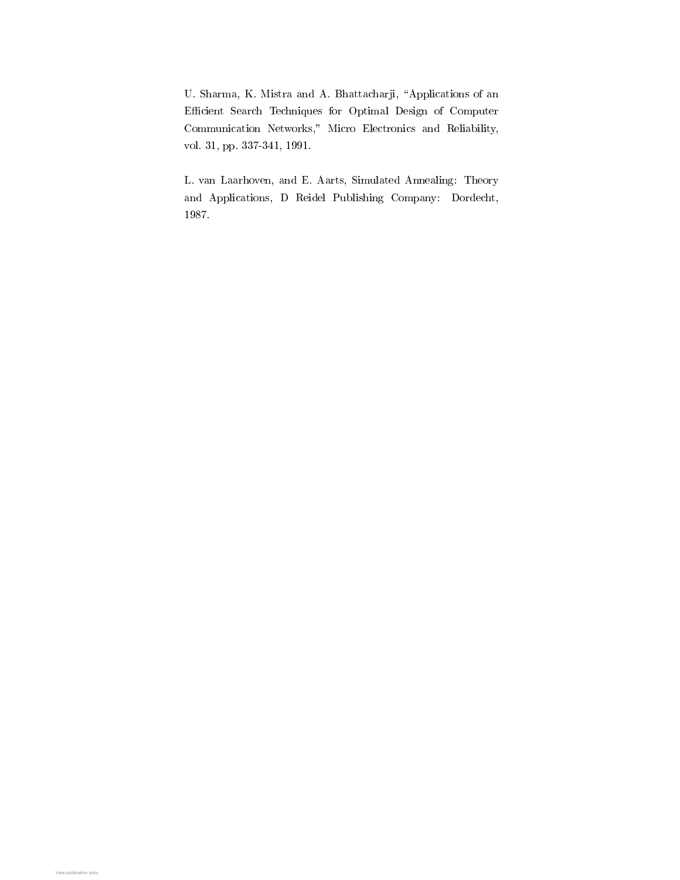U. Sharma, K. Mistra and A. Bhattacharji, "Applications of an Efficient Search Techniques for Optimal Design of Computer Communication Networks," Micro Electronics and Reliability, vol. 31, pp. 337-341, 1991.

L. van Laarhoven, and E. Aarts, Simulated Annealing: Theory and Applications, D Reidel Publishing Company: Dordecht, 1987.